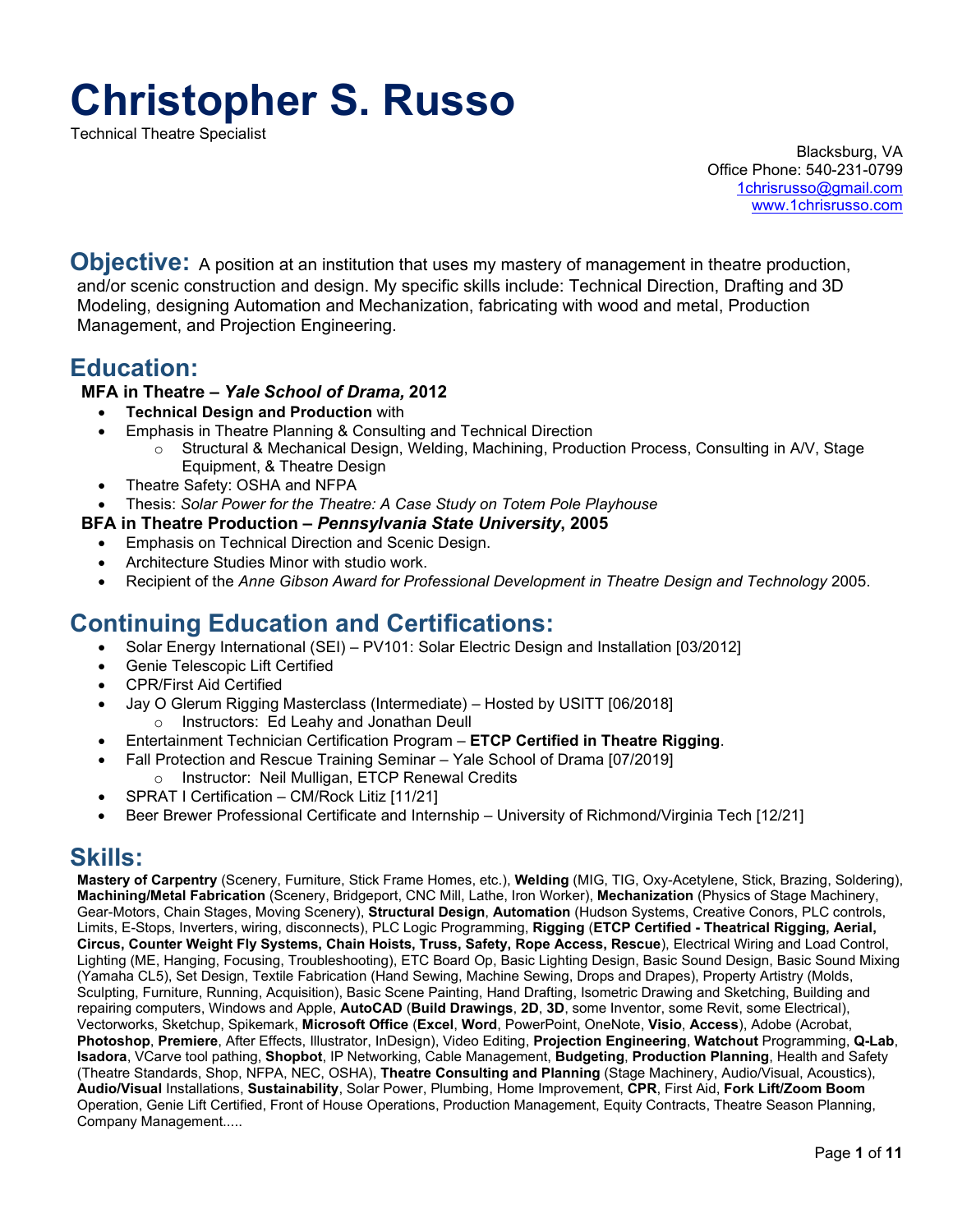# Christopher S. Russo

Technical Theatre Specialist

Blacksburg, VA
Office Phone: 540-231-0799
1chrisrusso@gmail.com
www.1chrisrusso.com

## Objective:

A position at an institution that uses my mastery of management in theatre production, and/or scenic construction and design. My specific skills include: Technical Direction, Drafting and 3D Modeling, designing Automation and Mechanization, fabricating with wood and metal, Production Management, and Projection Engineering.

## Education:

**MFA in Theatre – *Yale School of Drama,* 2012**

- **Technical Design and Production** with
- Emphasis in Theatre Planning & Consulting and Technical Direction
  - Structural & Mechanical Design, Welding, Machining, Production Process, Consulting in A/V, Stage Equipment, & Theatre Design
- Theatre Safety: OSHA and NFPA
- Thesis: *Solar Power for the Theatre: A Case Study on Totem Pole Playhouse*

**BFA in Theatre Production – *Pennsylvania State University*, 2005**

- Emphasis on Technical Direction and Scenic Design.
- Architecture Studies Minor with studio work.
- Recipient of the *Anne Gibson Award for Professional Development in Theatre Design and Technology* 2005.

## Continuing Education and Certifications:

- Solar Energy International (SEI) – PV101: Solar Electric Design and Installation [03/2012]
- Genie Telescopic Lift Certified
- CPR/First Aid Certified
- Jay O Glerum Rigging Masterclass (Intermediate) – Hosted by USITT [06/2018]
  - Instructors: Ed Leahy and Jonathan Deull
- Entertainment Technician Certification Program – **ETCP Certified in Theatre Rigging**.
- Fall Protection and Rescue Training Seminar – Yale School of Drama [07/2019]
  - Instructor: Neil Mulligan, ETCP Renewal Credits
- SPRAT I Certification – CM/Rock Litiz [11/21]
- Beer Brewer Professional Certificate and Internship – University of Richmond/Virginia Tech [12/21]

## Skills:

**Mastery of Carpentry** (Scenery, Furniture, Stick Frame Homes, etc.), **Welding** (MIG, TIG, Oxy-Acetylene, Stick, Brazing, Soldering), **Machining/Metal Fabrication** (Scenery, Bridgeport, CNC Mill, Lathe, Iron Worker), **Mechanization** (Physics of Stage Machinery, Gear-Motors, Chain Stages, Moving Scenery), **Structural Design**, **Automation** (Hudson Systems, Creative Conors, PLC controls, Limits, E-Stops, Inverters, wiring, disconnects), PLC Logic Programming, **Rigging** (**ETCP Certified - Theatrical Rigging, Aerial, Circus, Counter Weight Fly Systems, Chain Hoists, Truss, Safety, Rope Access, Rescue**), Electrical Wiring and Load Control, Lighting (ME, Hanging, Focusing, Troubleshooting), ETC Board Op, Basic Lighting Design, Basic Sound Design, Basic Sound Mixing (Yamaha CL5), Set Design, Textile Fabrication (Hand Sewing, Machine Sewing, Drops and Drapes), Property Artistry (Molds, Sculpting, Furniture, Running, Acquisition), Basic Scene Painting, Hand Drafting, Isometric Drawing and Sketching, Building and repairing computers, Windows and Apple, **AutoCAD** (**Build Drawings**, **2D**, **3D**, some Inventor, some Revit, some Electrical), Vectorworks, Sketchup, Spikemark, **Microsoft Office** (**Excel**, **Word**, PowerPoint, OneNote, **Visio**, **Access**), Adobe (Acrobat, **Photoshop**, **Premiere**, After Effects, Illustrator, InDesign), Video Editing, **Projection Engineering**, **Watchout** Programming, **Q-Lab**, **Isadora**, VCarve tool pathing, **Shopbot**, IP Networking, Cable Management, **Budgeting**, **Production Planning**, Health and Safety (Theatre Standards, Shop, NFPA, NEC, OSHA), **Theatre Consulting and Planning** (Stage Machinery, Audio/Visual, Acoustics), **Audio/Visual** Installations, **Sustainability**, Solar Power, Plumbing, Home Improvement, **CPR**, First Aid, **Fork Lift/Zoom Boom** Operation, Genie Lift Certified, Front of House Operations, Production Management, Equity Contracts, Theatre Season Planning, Company Management.....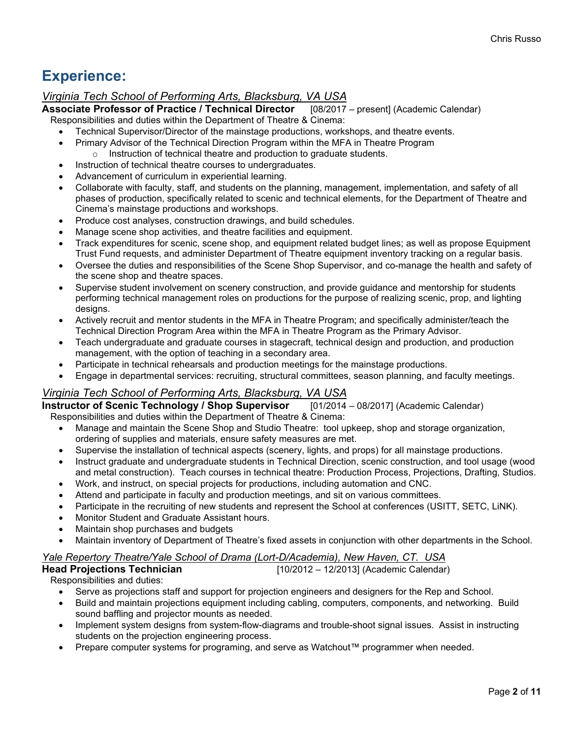# Experience:

*Virginia Tech School of Performing Arts, Blacksburg, VA USA*

**Associate Professor of Practice / Technical Director** [08/2017 – present] (Academic Calendar)

Responsibilities and duties within the Department of Theatre & Cinema:

- Technical Supervisor/Director of the mainstage productions, workshops, and theatre events.
- Primary Advisor of the Technical Direction Program within the MFA in Theatre Program
  - Instruction of technical theatre and production to graduate students.
- Instruction of technical theatre courses to undergraduates.
- Advancement of curriculum in experiential learning.
- Collaborate with faculty, staff, and students on the planning, management, implementation, and safety of all phases of production, specifically related to scenic and technical elements, for the Department of Theatre and Cinema's mainstage productions and workshops.
- Produce cost analyses, construction drawings, and build schedules.
- Manage scene shop activities, and theatre facilities and equipment.
- Track expenditures for scenic, scene shop, and equipment related budget lines; as well as propose Equipment Trust Fund requests, and administer Department of Theatre equipment inventory tracking on a regular basis.
- Oversee the duties and responsibilities of the Scene Shop Supervisor, and co-manage the health and safety of the scene shop and theatre spaces.
- Supervise student involvement on scenery construction, and provide guidance and mentorship for students performing technical management roles on productions for the purpose of realizing scenic, prop, and lighting designs.
- Actively recruit and mentor students in the MFA in Theatre Program; and specifically administer/teach the Technical Direction Program Area within the MFA in Theatre Program as the Primary Advisor.
- Teach undergraduate and graduate courses in stagecraft, technical design and production, and production management, with the option of teaching in a secondary area.
- Participate in technical rehearsals and production meetings for the mainstage productions.
- Engage in departmental services: recruiting, structural committees, season planning, and faculty meetings.

*Virginia Tech School of Performing Arts, Blacksburg, VA USA*

**Instructor of Scenic Technology / Shop Supervisor** [01/2014 – 08/2017] (Academic Calendar)

Responsibilities and duties within the Department of Theatre & Cinema:

- Manage and maintain the Scene Shop and Studio Theatre: tool upkeep, shop and storage organization, ordering of supplies and materials, ensure safety measures are met.
- Supervise the installation of technical aspects (scenery, lights, and props) for all mainstage productions.
- Instruct graduate and undergraduate students in Technical Direction, scenic construction, and tool usage (wood and metal construction). Teach courses in technical theatre: Production Process, Projections, Drafting, Studios.
- Work, and instruct, on special projects for productions, including automation and CNC.
- Attend and participate in faculty and production meetings, and sit on various committees.
- Participate in the recruiting of new students and represent the School at conferences (USITT, SETC, LiNK).
- Monitor Student and Graduate Assistant hours.
- Maintain shop purchases and budgets
- Maintain inventory of Department of Theatre's fixed assets in conjunction with other departments in the School.

*Yale Repertory Theatre/Yale School of Drama (Lort-D/Academia), New Haven, CT. USA*

**Head Projections Technician** [10/2012 – 12/2013] (Academic Calendar)

Responsibilities and duties:

- Serve as projections staff and support for projection engineers and designers for the Rep and School.
- Build and maintain projections equipment including cabling, computers, components, and networking. Build sound baffling and projector mounts as needed.
- Implement system designs from system-flow-diagrams and trouble-shoot signal issues. Assist in instructing students on the projection engineering process.
- Prepare computer systems for programing, and serve as Watchout™ programmer when needed.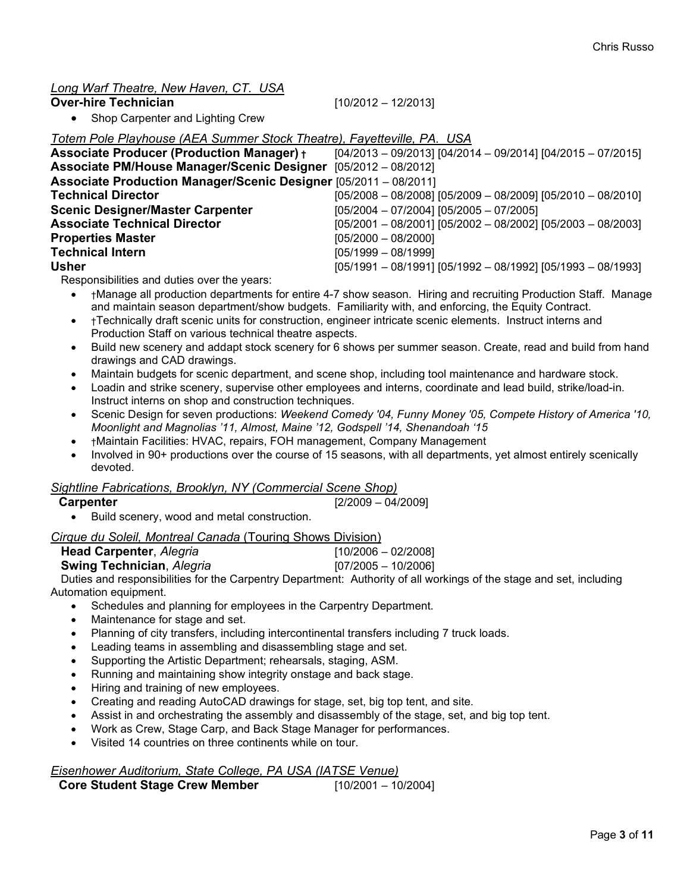*Long Warf Theatre, New Haven, CT. USA*

**Over-hire Technician** [10/2012 – 12/2013]

- Shop Carpenter and Lighting Crew

*Totem Pole Playhouse (AEA Summer Stock Theatre), Fayetteville, PA. USA*

**Associate Producer (Production Manager) †** [04/2013 – 09/2013] [04/2014 – 09/2014] [04/2015 – 07/2015]
**Associate PM/House Manager/Scenic Designer** [05/2012 – 08/2012]
**Associate Production Manager/Scenic Designer** [05/2011 – 08/2011]
**Technical Director** [05/2008 – 08/2008] [05/2009 – 08/2009] [05/2010 – 08/2010]
**Scenic Designer/Master Carpenter** [05/2004 – 07/2004] [05/2005 – 07/2005]
**Associate Technical Director** [05/2001 – 08/2001] [05/2002 – 08/2002] [05/2003 – 08/2003]
**Properties Master** [05/2000 – 08/2000]
**Technical Intern** [05/1999 – 08/1999]
**Usher** [05/1991 – 08/1991] [05/1992 – 08/1992] [05/1993 – 08/1993]

Responsibilities and duties over the years:

- †Manage all production departments for entire 4-7 show season. Hiring and recruiting Production Staff. Manage and maintain season department/show budgets. Familiarity with, and enforcing, the Equity Contract.
- †Technically draft scenic units for construction, engineer intricate scenic elements. Instruct interns and Production Staff on various technical theatre aspects.
- Build new scenery and addapt stock scenery for 6 shows per summer season. Create, read and build from hand drawings and CAD drawings.
- Maintain budgets for scenic department, and scene shop, including tool maintenance and hardware stock.
- Loadin and strike scenery, supervise other employees and interns, coordinate and lead build, strike/load-in. Instruct interns on shop and construction techniques.
- Scenic Design for seven productions: *Weekend Comedy '04, Funny Money '05, Compete History of America '10, Moonlight and Magnolias '11, Almost, Maine '12, Godspell '14, Shenandoah '15*
- †Maintain Facilities: HVAC, repairs, FOH management, Company Management
- Involved in 90+ productions over the course of 15 seasons, with all departments, yet almost entirely scenically devoted.

*Sightline Fabrications, Brooklyn, NY (Commercial Scene Shop)*

**Carpenter** [2/2009 – 04/2009]

- Build scenery, wood and metal construction.

*Cirque du Soleil, Montreal Canada* (Touring Shows Division)

**Head Carpenter**, *Alegria* [10/2006 – 02/2008]
**Swing Technician**, *Alegria* [07/2005 – 10/2006]

Duties and responsibilities for the Carpentry Department: Authority of all workings of the stage and set, including Automation equipment.

- Schedules and planning for employees in the Carpentry Department.
- Maintenance for stage and set.
- Planning of city transfers, including intercontinental transfers including 7 truck loads.
- Leading teams in assembling and disassembling stage and set.
- Supporting the Artistic Department; rehearsals, staging, ASM.
- Running and maintaining show integrity onstage and back stage.
- Hiring and training of new employees.
- Creating and reading AutoCAD drawings for stage, set, big top tent, and site.
- Assist in and orchestrating the assembly and disassembly of the stage, set, and big top tent.
- Work as Crew, Stage Carp, and Back Stage Manager for performances.
- Visited 14 countries on three continents while on tour.

*Eisenhower Auditorium, State College, PA USA (IATSE Venue)*

**Core Student Stage Crew Member** [10/2001 – 10/2004]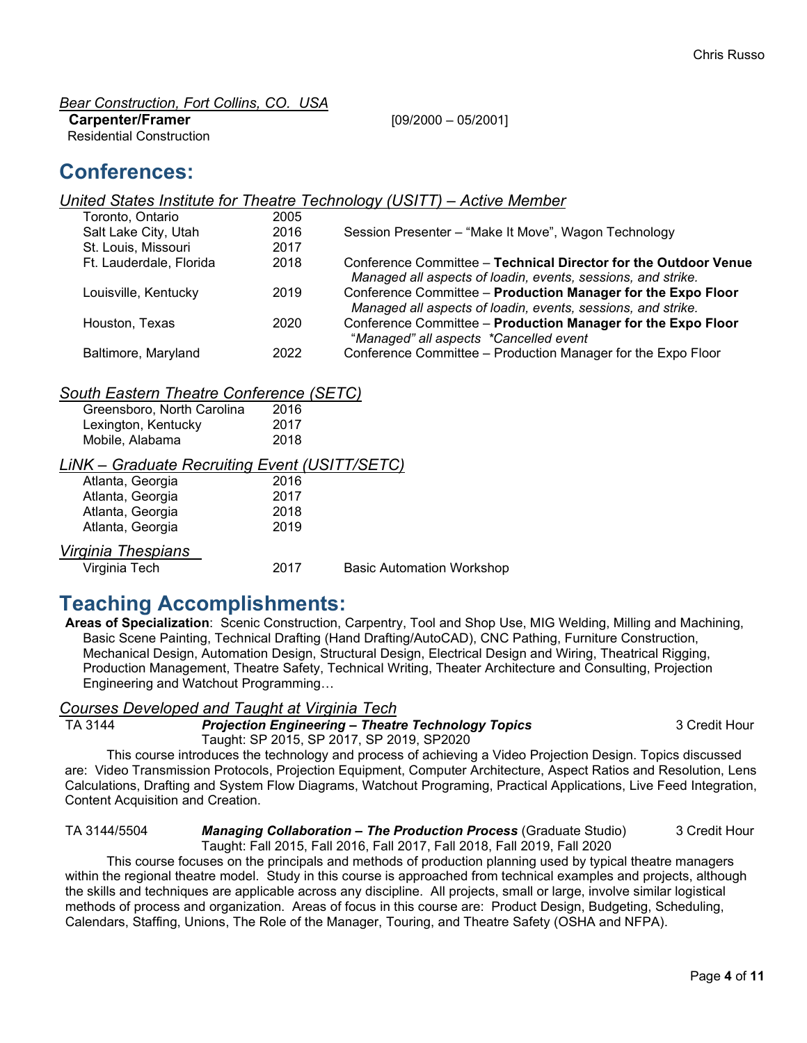*Bear Construction, Fort Collins, CO. USA*
**Carpenter/Framer** [09/2000 – 05/2001]
Residential Construction

## Conferences:

*United States Institute for Theatre Technology (USITT) – Active Member*

| | | |
|---|---|---|
| Toronto, Ontario | 2005 | |
| Salt Lake City, Utah | 2016 | Session Presenter – "Make It Move", Wagon Technology |
| St. Louis, Missouri | 2017 | |
| Ft. Lauderdale, Florida | 2018 | Conference Committee – **Technical Director for the Outdoor Venue** *Managed all aspects of loadin, events, sessions, and strike.* |
| Louisville, Kentucky | 2019 | Conference Committee – **Production Manager for the Expo Floor** *Managed all aspects of loadin, events, sessions, and strike.* |
| Houston, Texas | 2020 | Conference Committee – **Production Manager for the Expo Floor** "*Managed" all aspects \*Cancelled event* |
| Baltimore, Maryland | 2022 | Conference Committee – Production Manager for the Expo Floor |

*South Eastern Theatre Conference (SETC)*

| | |
|---|---|
| Greensboro, North Carolina | 2016 |
| Lexington, Kentucky | 2017 |
| Mobile, Alabama | 2018 |

*LiNK – Graduate Recruiting Event (USITT/SETC)*

| | |
|---|---|
| Atlanta, Georgia | 2016 |
| Atlanta, Georgia | 2017 |
| Atlanta, Georgia | 2018 |
| Atlanta, Georgia | 2019 |

*Virginia Thespians*

| | | |
|---|---|---|
| Virginia Tech | 2017 | Basic Automation Workshop |

## Teaching Accomplishments:

**Areas of Specialization**: Scenic Construction, Carpentry, Tool and Shop Use, MIG Welding, Milling and Machining, Basic Scene Painting, Technical Drafting (Hand Drafting/AutoCAD), CNC Pathing, Furniture Construction, Mechanical Design, Automation Design, Structural Design, Electrical Design and Wiring, Theatrical Rigging, Production Management, Theatre Safety, Technical Writing, Theater Architecture and Consulting, Projection Engineering and Watchout Programming…

*Courses Developed and Taught at Virginia Tech*

TA 3144 ***Projection Engineering – Theatre Technology Topics*** 3 Credit Hour
Taught: SP 2015, SP 2017, SP 2019, SP2020

This course introduces the technology and process of achieving a Video Projection Design. Topics discussed are: Video Transmission Protocols, Projection Equipment, Computer Architecture, Aspect Ratios and Resolution, Lens Calculations, Drafting and System Flow Diagrams, Watchout Programing, Practical Applications, Live Feed Integration, Content Acquisition and Creation.

TA 3144/5504 ***Managing Collaboration – The Production Process*** (Graduate Studio) 3 Credit Hour
Taught: Fall 2015, Fall 2016, Fall 2017, Fall 2018, Fall 2019, Fall 2020

This course focuses on the principals and methods of production planning used by typical theatre managers within the regional theatre model. Study in this course is approached from technical examples and projects, although the skills and techniques are applicable across any discipline. All projects, small or large, involve similar logistical methods of process and organization. Areas of focus in this course are: Product Design, Budgeting, Scheduling, Calendars, Staffing, Unions, The Role of the Manager, Touring, and Theatre Safety (OSHA and NFPA).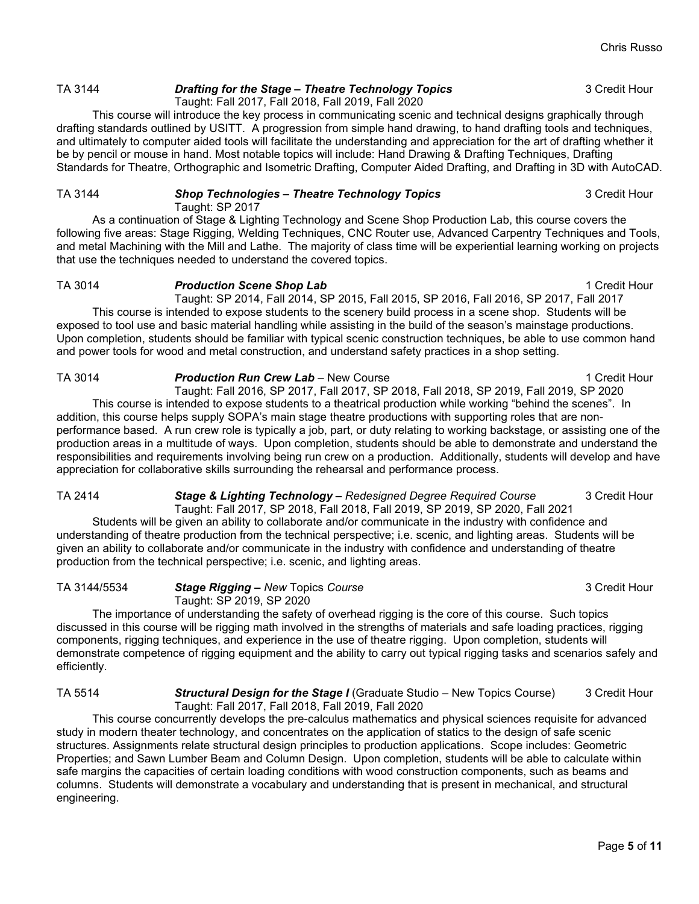TA 3144 — ***Drafting for the Stage – Theatre Technology Topics*** — 3 Credit Hour
Taught: Fall 2017, Fall 2018, Fall 2019, Fall 2020

This course will introduce the key process in communicating scenic and technical designs graphically through drafting standards outlined by USITT. A progression from simple hand drawing, to hand drafting tools and techniques, and ultimately to computer aided tools will facilitate the understanding and appreciation for the art of drafting whether it be by pencil or mouse in hand. Most notable topics will include: Hand Drawing & Drafting Techniques, Drafting Standards for Theatre, Orthographic and Isometric Drafting, Computer Aided Drafting, and Drafting in 3D with AutoCAD.

TA 3144 — ***Shop Technologies – Theatre Technology Topics*** — 3 Credit Hour
Taught: SP 2017

As a continuation of Stage & Lighting Technology and Scene Shop Production Lab, this course covers the following five areas: Stage Rigging, Welding Techniques, CNC Router use, Advanced Carpentry Techniques and Tools, and metal Machining with the Mill and Lathe. The majority of class time will be experiential learning working on projects that use the techniques needed to understand the covered topics.

TA 3014 — ***Production Scene Shop Lab*** — 1 Credit Hour
Taught: SP 2014, Fall 2014, SP 2015, Fall 2015, SP 2016, Fall 2016, SP 2017, Fall 2017

This course is intended to expose students to the scenery build process in a scene shop. Students will be exposed to tool use and basic material handling while assisting in the build of the season's mainstage productions. Upon completion, students should be familiar with typical scenic construction techniques, be able to use common hand and power tools for wood and metal construction, and understand safety practices in a shop setting.

TA 3014 — ***Production Run Crew Lab*** – New Course — 1 Credit Hour
Taught: Fall 2016, SP 2017, Fall 2017, SP 2018, Fall 2018, SP 2019, Fall 2019, SP 2020

This course is intended to expose students to a theatrical production while working "behind the scenes". In addition, this course helps supply SOPA's main stage theatre productions with supporting roles that are non-performance based. A run crew role is typically a job, part, or duty relating to working backstage, or assisting one of the production areas in a multitude of ways. Upon completion, students should be able to demonstrate and understand the responsibilities and requirements involving being run crew on a production. Additionally, students will develop and have appreciation for collaborative skills surrounding the rehearsal and performance process.

TA 2414 — ***Stage & Lighting Technology –*** *Redesigned Degree Required Course* — 3 Credit Hour
Taught: Fall 2017, SP 2018, Fall 2018, Fall 2019, SP 2019, SP 2020, Fall 2021

Students will be given an ability to collaborate and/or communicate in the industry with confidence and understanding of theatre production from the technical perspective; i.e. scenic, and lighting areas. Students will be given an ability to collaborate and/or communicate in the industry with confidence and understanding of theatre production from the technical perspective; i.e. scenic, and lighting areas.

TA 3144/5534 — ***Stage Rigging –*** *New* ***Topics*** *Course* — 3 Credit Hour
Taught: SP 2019, SP 2020

The importance of understanding the safety of overhead rigging is the core of this course. Such topics discussed in this course will be rigging math involved in the strengths of materials and safe loading practices, rigging components, rigging techniques, and experience in the use of theatre rigging. Upon completion, students will demonstrate competence of rigging equipment and the ability to carry out typical rigging tasks and scenarios safely and efficiently.

TA 5514 — ***Structural Design for the Stage I*** (Graduate Studio – New Topics Course) — 3 Credit Hour
Taught: Fall 2017, Fall 2018, Fall 2019, Fall 2020

This course concurrently develops the pre-calculus mathematics and physical sciences requisite for advanced study in modern theater technology, and concentrates on the application of statics to the design of safe scenic structures. Assignments relate structural design principles to production applications. Scope includes: Geometric Properties; and Sawn Lumber Beam and Column Design. Upon completion, students will be able to calculate within safe margins the capacities of certain loading conditions with wood construction components, such as beams and columns. Students will demonstrate a vocabulary and understanding that is present in mechanical, and structural engineering.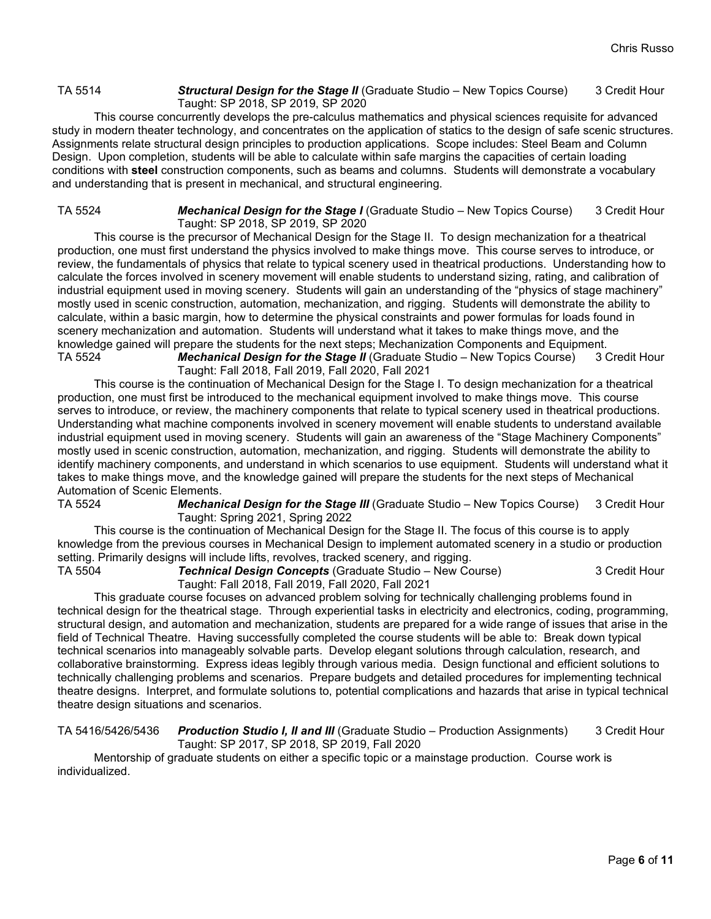TA 5514 ***Structural Design for the Stage II*** (Graduate Studio – New Topics Course) 3 Credit Hour
Taught: SP 2018, SP 2019, SP 2020

This course concurrently develops the pre-calculus mathematics and physical sciences requisite for advanced study in modern theater technology, and concentrates on the application of statics to the design of safe scenic structures. Assignments relate structural design principles to production applications. Scope includes: Steel Beam and Column Design. Upon completion, students will be able to calculate within safe margins the capacities of certain loading conditions with **steel** construction components, such as beams and columns. Students will demonstrate a vocabulary and understanding that is present in mechanical, and structural engineering.

TA 5524 ***Mechanical Design for the Stage I*** (Graduate Studio – New Topics Course) 3 Credit Hour
Taught: SP 2018, SP 2019, SP 2020

This course is the precursor of Mechanical Design for the Stage II. To design mechanization for a theatrical production, one must first understand the physics involved to make things move. This course serves to introduce, or review, the fundamentals of physics that relate to typical scenery used in theatrical productions. Understanding how to calculate the forces involved in scenery movement will enable students to understand sizing, rating, and calibration of industrial equipment used in moving scenery. Students will gain an understanding of the "physics of stage machinery" mostly used in scenic construction, automation, mechanization, and rigging. Students will demonstrate the ability to calculate, within a basic margin, how to determine the physical constraints and power formulas for loads found in scenery mechanization and automation. Students will understand what it takes to make things move, and the knowledge gained will prepare the students for the next steps; Mechanization Components and Equipment.

TA 5524 ***Mechanical Design for the Stage II*** (Graduate Studio – New Topics Course) 3 Credit Hour
Taught: Fall 2018, Fall 2019, Fall 2020, Fall 2021

This course is the continuation of Mechanical Design for the Stage I. To design mechanization for a theatrical production, one must first be introduced to the mechanical equipment involved to make things move. This course serves to introduce, or review, the machinery components that relate to typical scenery used in theatrical productions. Understanding what machine components involved in scenery movement will enable students to understand available industrial equipment used in moving scenery. Students will gain an awareness of the "Stage Machinery Components" mostly used in scenic construction, automation, mechanization, and rigging. Students will demonstrate the ability to identify machinery components, and understand in which scenarios to use equipment. Students will understand what it takes to make things move, and the knowledge gained will prepare the students for the next steps of Mechanical Automation of Scenic Elements.

TA 5524 ***Mechanical Design for the Stage III*** (Graduate Studio – New Topics Course) 3 Credit Hour
Taught: Spring 2021, Spring 2022

This course is the continuation of Mechanical Design for the Stage II. The focus of this course is to apply knowledge from the previous courses in Mechanical Design to implement automated scenery in a studio or production setting. Primarily designs will include lifts, revolves, tracked scenery, and rigging.

TA 5504 ***Technical Design Concepts*** (Graduate Studio – New Course) 3 Credit Hour
Taught: Fall 2018, Fall 2019, Fall 2020, Fall 2021

This graduate course focuses on advanced problem solving for technically challenging problems found in technical design for the theatrical stage. Through experiential tasks in electricity and electronics, coding, programming, structural design, and automation and mechanization, students are prepared for a wide range of issues that arise in the field of Technical Theatre. Having successfully completed the course students will be able to: Break down typical technical scenarios into manageably solvable parts. Develop elegant solutions through calculation, research, and collaborative brainstorming. Express ideas legibly through various media. Design functional and efficient solutions to technically challenging problems and scenarios. Prepare budgets and detailed procedures for implementing technical theatre designs. Interpret, and formulate solutions to, potential complications and hazards that arise in typical technical theatre design situations and scenarios.

TA 5416/5426/5436 ***Production Studio I, II and III*** (Graduate Studio – Production Assignments) 3 Credit Hour
Taught: SP 2017, SP 2018, SP 2019, Fall 2020

Mentorship of graduate students on either a specific topic or a mainstage production. Course work is individualized.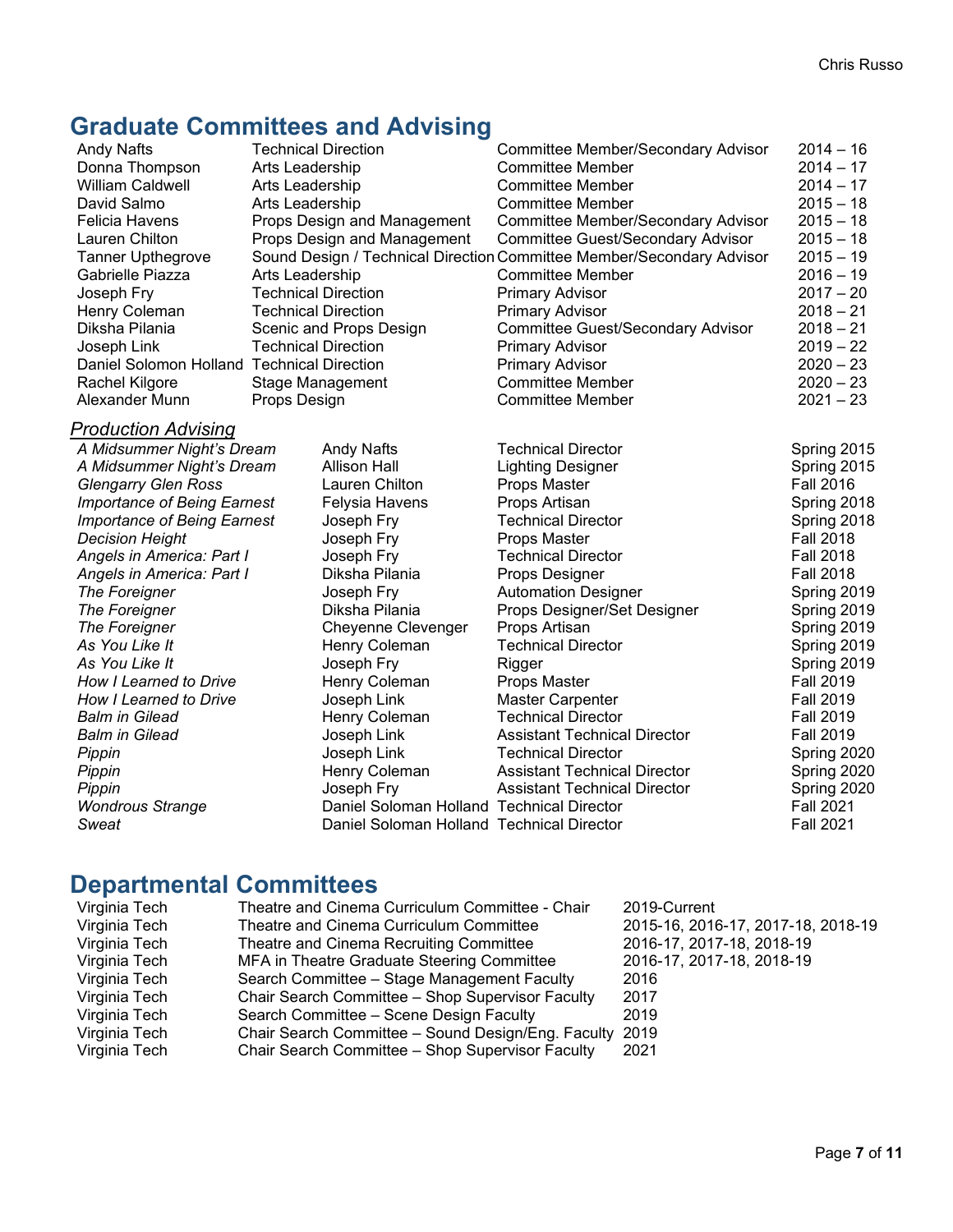## Graduate Committees and Advising

| | | | |
|---|---|---|---|
| Andy Nafts | Technical Direction | Committee Member/Secondary Advisor | 2014 – 16 |
| Donna Thompson | Arts Leadership | Committee Member | 2014 – 17 |
| William Caldwell | Arts Leadership | Committee Member | 2014 – 17 |
| David Salmo | Arts Leadership | Committee Member | 2015 – 18 |
| Felicia Havens | Props Design and Management | Committee Member/Secondary Advisor | 2015 – 18 |
| Lauren Chilton | Props Design and Management | Committee Guest/Secondary Advisor | 2015 – 18 |
| Tanner Upthegrove | Sound Design / Technical Direction | Committee Member/Secondary Advisor | 2015 – 19 |
| Gabrielle Piazza | Arts Leadership | Committee Member | 2016 – 19 |
| Joseph Fry | Technical Direction | Primary Advisor | 2017 – 20 |
| Henry Coleman | Technical Direction | Primary Advisor | 2018 – 21 |
| Diksha Pilania | Scenic and Props Design | Committee Guest/Secondary Advisor | 2018 – 21 |
| Joseph Link | Technical Direction | Primary Advisor | 2019 – 22 |
| Daniel Solomon Holland | Technical Direction | Primary Advisor | 2020 – 23 |
| Rachel Kilgore | Stage Management | Committee Member | 2020 – 23 |
| Alexander Munn | Props Design | Committee Member | 2021 – 23 |

### *Production Advising*

| | | | |
|---|---|---|---|
| *A Midsummer Night's Dream* | Andy Nafts | Technical Director | Spring 2015 |
| *A Midsummer Night's Dream* | Allison Hall | Lighting Designer | Spring 2015 |
| *Glengarry Glen Ross* | Lauren Chilton | Props Master | Fall 2016 |
| *Importance of Being Earnest* | Felysia Havens | Props Artisan | Spring 2018 |
| *Importance of Being Earnest* | Joseph Fry | Technical Director | Spring 2018 |
| *Decision Height* | Joseph Fry | Props Master | Fall 2018 |
| *Angels in America: Part I* | Joseph Fry | Technical Director | Fall 2018 |
| *Angels in America: Part I* | Diksha Pilania | Props Designer | Fall 2018 |
| *The Foreigner* | Joseph Fry | Automation Designer | Spring 2019 |
| *The Foreigner* | Diksha Pilania | Props Designer/Set Designer | Spring 2019 |
| *The Foreigner* | Cheyenne Clevenger | Props Artisan | Spring 2019 |
| *As You Like It* | Henry Coleman | Technical Director | Spring 2019 |
| *As You Like It* | Joseph Fry | Rigger | Spring 2019 |
| *How I Learned to Drive* | Henry Coleman | Props Master | Fall 2019 |
| *How I Learned to Drive* | Joseph Link | Master Carpenter | Fall 2019 |
| *Balm in Gilead* | Henry Coleman | Technical Director | Fall 2019 |
| *Balm in Gilead* | Joseph Link | Assistant Technical Director | Fall 2019 |
| *Pippin* | Joseph Link | Technical Director | Spring 2020 |
| *Pippin* | Henry Coleman | Assistant Technical Director | Spring 2020 |
| *Pippin* | Joseph Fry | Assistant Technical Director | Spring 2020 |
| *Wondrous Strange* | Daniel Soloman Holland | Technical Director | Fall 2021 |
| *Sweat* | Daniel Soloman Holland | Technical Director | Fall 2021 |

## Departmental Committees

| | | |
|---|---|---|
| Virginia Tech | Theatre and Cinema Curriculum Committee - Chair | 2019-Current |
| Virginia Tech | Theatre and Cinema Curriculum Committee | 2015-16, 2016-17, 2017-18, 2018-19 |
| Virginia Tech | Theatre and Cinema Recruiting Committee | 2016-17, 2017-18, 2018-19 |
| Virginia Tech | MFA in Theatre Graduate Steering Committee | 2016-17, 2017-18, 2018-19 |
| Virginia Tech | Search Committee – Stage Management Faculty | 2016 |
| Virginia Tech | Chair Search Committee – Shop Supervisor Faculty | 2017 |
| Virginia Tech | Search Committee – Scene Design Faculty | 2019 |
| Virginia Tech | Chair Search Committee – Sound Design/Eng. Faculty | 2019 |
| Virginia Tech | Chair Search Committee – Shop Supervisor Faculty | 2021 |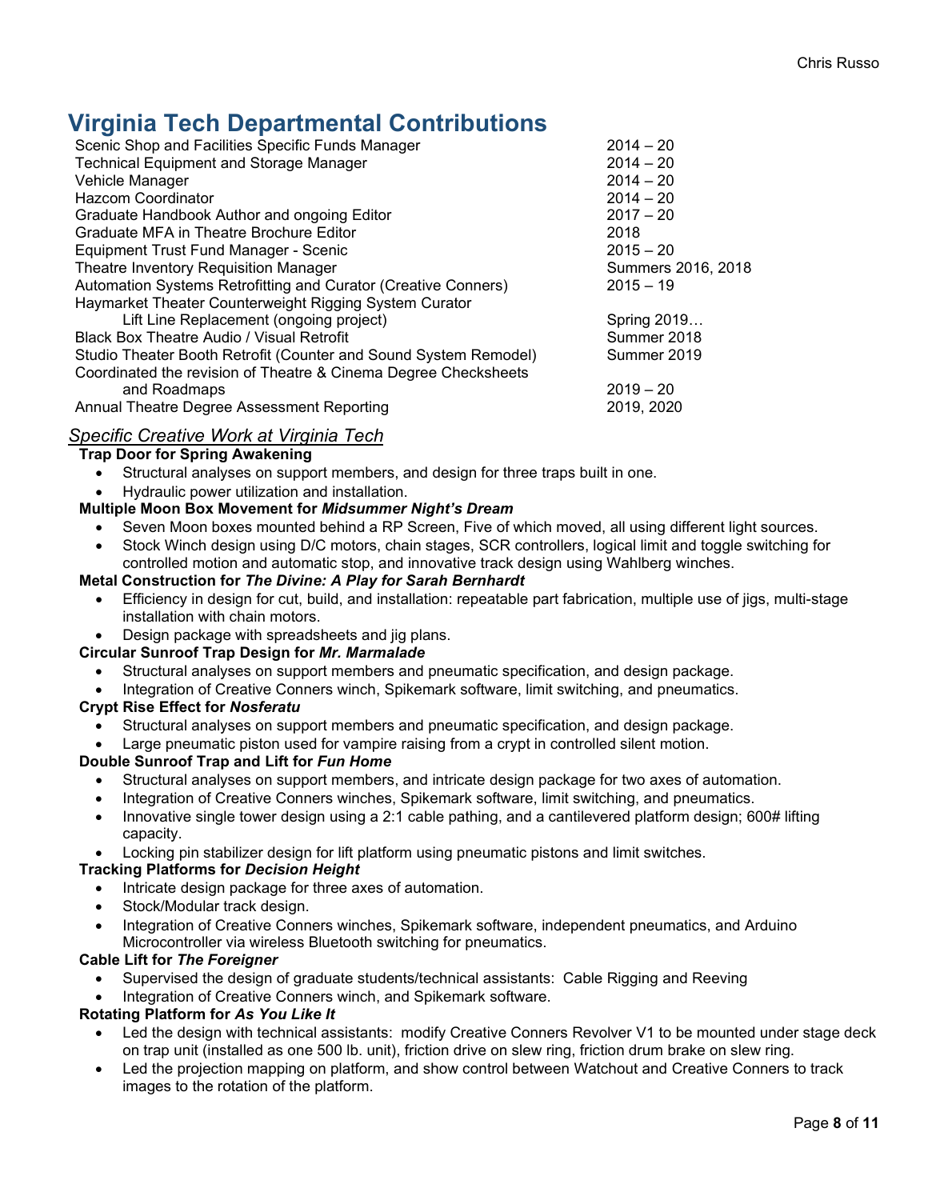# Virginia Tech Departmental Contributions

| | |
|---|---|
| Scenic Shop and Facilities Specific Funds Manager | 2014 – 20 |
| Technical Equipment and Storage Manager | 2014 – 20 |
| Vehicle Manager | 2014 – 20 |
| Hazcom Coordinator | 2014 – 20 |
| Graduate Handbook Author and ongoing Editor | 2017 – 20 |
| Graduate MFA in Theatre Brochure Editor | 2018 |
| Equipment Trust Fund Manager - Scenic | 2015 – 20 |
| Theatre Inventory Requisition Manager | Summers 2016, 2018 |
| Automation Systems Retrofitting and Curator (Creative Conners) | 2015 – 19 |
| Haymarket Theater Counterweight Rigging System Curator<br>Lift Line Replacement (ongoing project) | Spring 2019… |
| Black Box Theatre Audio / Visual Retrofit | Summer 2018 |
| Studio Theater Booth Retrofit (Counter and Sound System Remodel) | Summer 2019 |
| Coordinated the revision of Theatre & Cinema Degree Checksheets<br>and Roadmaps | 2019 – 20 |
| Annual Theatre Degree Assessment Reporting | 2019, 2020 |

## *Specific Creative Work at Virginia Tech*

**Trap Door for Spring Awakening**

- Structural analyses on support members, and design for three traps built in one.
- Hydraulic power utilization and installation.

**Multiple Moon Box Movement for *Midsummer Night's Dream***

- Seven Moon boxes mounted behind a RP Screen, Five of which moved, all using different light sources.
- Stock Winch design using D/C motors, chain stages, SCR controllers, logical limit and toggle switching for controlled motion and automatic stop, and innovative track design using Wahlberg winches.

**Metal Construction for *The Divine: A Play for Sarah Bernhardt***

- Efficiency in design for cut, build, and installation: repeatable part fabrication, multiple use of jigs, multi-stage installation with chain motors.
- Design package with spreadsheets and jig plans.

**Circular Sunroof Trap Design for *Mr. Marmalade***

- Structural analyses on support members and pneumatic specification, and design package.
- Integration of Creative Conners winch, Spikemark software, limit switching, and pneumatics.

**Crypt Rise Effect for *Nosferatu***

- Structural analyses on support members and pneumatic specification, and design package.
- Large pneumatic piston used for vampire raising from a crypt in controlled silent motion.

**Double Sunroof Trap and Lift for *Fun Home***

- Structural analyses on support members, and intricate design package for two axes of automation.
- Integration of Creative Conners winches, Spikemark software, limit switching, and pneumatics.
- Innovative single tower design using a 2:1 cable pathing, and a cantilevered platform design; 600# lifting capacity.
- Locking pin stabilizer design for lift platform using pneumatic pistons and limit switches.

**Tracking Platforms for *Decision Height***

- Intricate design package for three axes of automation.
- Stock/Modular track design.
- Integration of Creative Conners winches, Spikemark software, independent pneumatics, and Arduino Microcontroller via wireless Bluetooth switching for pneumatics.

**Cable Lift for *The Foreigner***

- Supervised the design of graduate students/technical assistants: Cable Rigging and Reeving
- Integration of Creative Conners winch, and Spikemark software.

**Rotating Platform for *As You Like It***

- Led the design with technical assistants: modify Creative Conners Revolver V1 to be mounted under stage deck on trap unit (installed as one 500 lb. unit), friction drive on slew ring, friction drum brake on slew ring.
- Led the projection mapping on platform, and show control between Watchout and Creative Conners to track images to the rotation of the platform.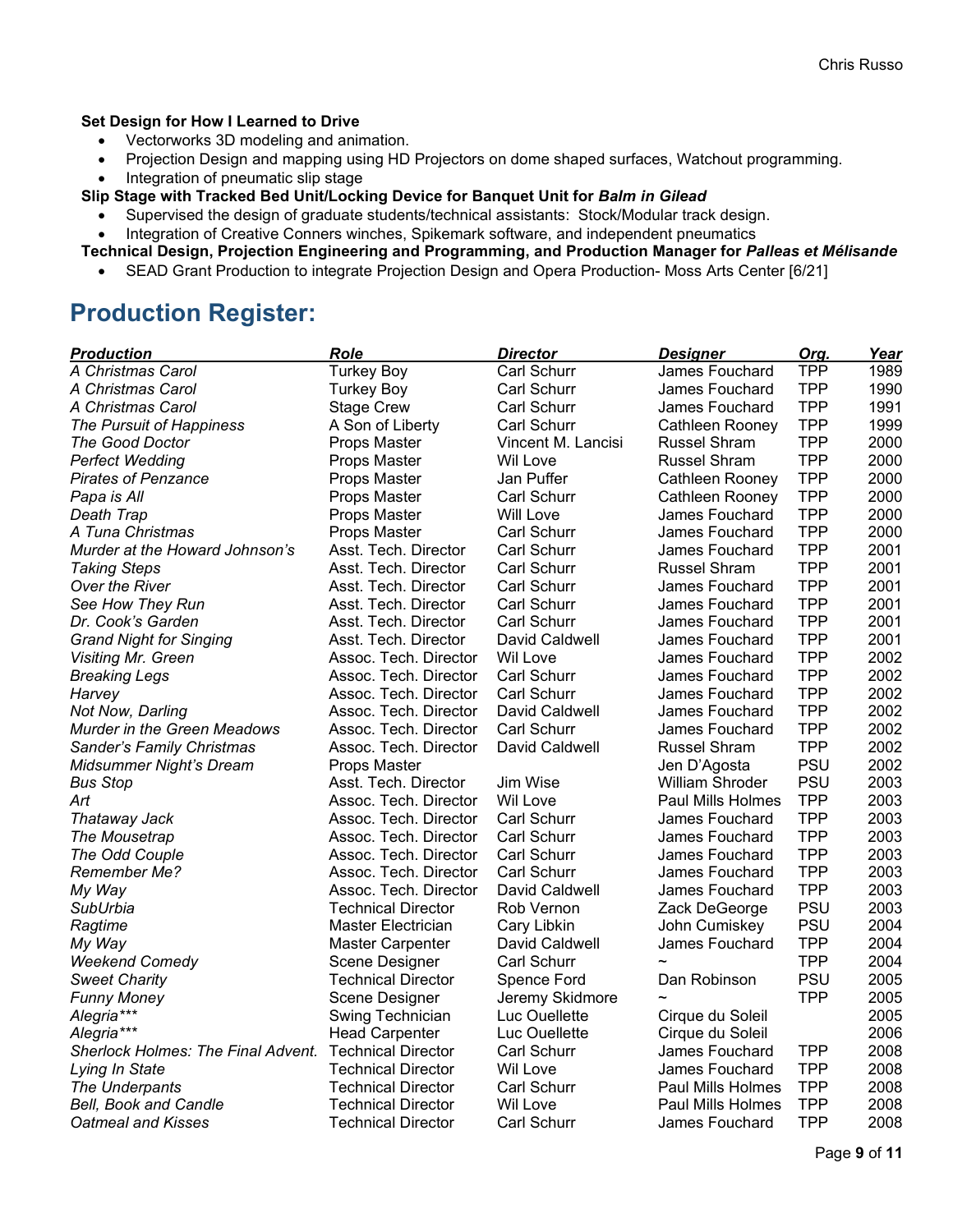**Set Design for How I Learned to Drive**

- Vectorworks 3D modeling and animation.
- Projection Design and mapping using HD Projectors on dome shaped surfaces, Watchout programming.
- Integration of pneumatic slip stage

**Slip Stage with Tracked Bed Unit/Locking Device for Banquet Unit for *Balm in Gilead***

- Supervised the design of graduate students/technical assistants: Stock/Modular track design.
- Integration of Creative Conners winches, Spikemark software, and independent pneumatics

**Technical Design, Projection Engineering and Programming, and Production Manager for *Palleas et Mélisande***

- SEAD Grant Production to integrate Projection Design and Opera Production- Moss Arts Center [6/21]

## Production Register:

| *Production* | *Role* | *Director* | *Designer* | *Org.* | *Year* |
|---|---|---|---|---|---|
| *A Christmas Carol* | Turkey Boy | Carl Schurr | James Fouchard | TPP | 1989 |
| *A Christmas Carol* | Turkey Boy | Carl Schurr | James Fouchard | TPP | 1990 |
| *A Christmas Carol* | Stage Crew | Carl Schurr | James Fouchard | TPP | 1991 |
| *The Pursuit of Happiness* | A Son of Liberty | Carl Schurr | Cathleen Rooney | TPP | 1999 |
| *The Good Doctor* | Props Master | Vincent M. Lancisi | Russel Shram | TPP | 2000 |
| *Perfect Wedding* | Props Master | Wil Love | Russel Shram | TPP | 2000 |
| *Pirates of Penzance* | Props Master | Jan Puffer | Cathleen Rooney | TPP | 2000 |
| *Papa is All* | Props Master | Carl Schurr | Cathleen Rooney | TPP | 2000 |
| *Death Trap* | Props Master | Will Love | James Fouchard | TPP | 2000 |
| *A Tuna Christmas* | Props Master | Carl Schurr | James Fouchard | TPP | 2000 |
| *Murder at the Howard Johnson's* | Asst. Tech. Director | Carl Schurr | James Fouchard | TPP | 2001 |
| *Taking Steps* | Asst. Tech. Director | Carl Schurr | Russel Shram | TPP | 2001 |
| *Over the River* | Asst. Tech. Director | Carl Schurr | James Fouchard | TPP | 2001 |
| *See How They Run* | Asst. Tech. Director | Carl Schurr | James Fouchard | TPP | 2001 |
| *Dr. Cook's Garden* | Asst. Tech. Director | Carl Schurr | James Fouchard | TPP | 2001 |
| *Grand Night for Singing* | Asst. Tech. Director | David Caldwell | James Fouchard | TPP | 2001 |
| *Visiting Mr. Green* | Assoc. Tech. Director | Wil Love | James Fouchard | TPP | 2002 |
| *Breaking Legs* | Assoc. Tech. Director | Carl Schurr | James Fouchard | TPP | 2002 |
| *Harvey* | Assoc. Tech. Director | Carl Schurr | James Fouchard | TPP | 2002 |
| *Not Now, Darling* | Assoc. Tech. Director | David Caldwell | James Fouchard | TPP | 2002 |
| *Murder in the Green Meadows* | Assoc. Tech. Director | Carl Schurr | James Fouchard | TPP | 2002 |
| *Sander's Family Christmas* | Assoc. Tech. Director | David Caldwell | Russel Shram | TPP | 2002 |
| *Midsummer Night's Dream* | Props Master | | Jen D'Agosta | PSU | 2002 |
| *Bus Stop* | Asst. Tech. Director | Jim Wise | William Shroder | PSU | 2003 |
| *Art* | Assoc. Tech. Director | Wil Love | Paul Mills Holmes | TPP | 2003 |
| *Thataway Jack* | Assoc. Tech. Director | Carl Schurr | James Fouchard | TPP | 2003 |
| *The Mousetrap* | Assoc. Tech. Director | Carl Schurr | James Fouchard | TPP | 2003 |
| *The Odd Couple* | Assoc. Tech. Director | Carl Schurr | James Fouchard | TPP | 2003 |
| *Remember Me?* | Assoc. Tech. Director | Carl Schurr | James Fouchard | TPP | 2003 |
| *My Way* | Assoc. Tech. Director | David Caldwell | James Fouchard | TPP | 2003 |
| *SubUrbia* | Technical Director | Rob Vernon | Zack DeGeorge | PSU | 2003 |
| *Ragtime* | Master Electrician | Cary Libkin | John Cumiskey | PSU | 2004 |
| *My Way* | Master Carpenter | David Caldwell | James Fouchard | TPP | 2004 |
| *Weekend Comedy* | Scene Designer | Carl Schurr | ~ | TPP | 2004 |
| *Sweet Charity* | Technical Director | Spence Ford | Dan Robinson | PSU | 2005 |
| *Funny Money* | Scene Designer | Jeremy Skidmore | ~ | TPP | 2005 |
| *Alegria**** | Swing Technician | Luc Ouellette | Cirque du Soleil | | 2005 |
| *Alegria**** | Head Carpenter | Luc Ouellette | Cirque du Soleil | | 2006 |
| *Sherlock Holmes: The Final Advent.* | Technical Director | Carl Schurr | James Fouchard | TPP | 2008 |
| *Lying In State* | Technical Director | Wil Love | James Fouchard | TPP | 2008 |
| *The Underpants* | Technical Director | Carl Schurr | Paul Mills Holmes | TPP | 2008 |
| *Bell, Book and Candle* | Technical Director | Wil Love | Paul Mills Holmes | TPP | 2008 |
| *Oatmeal and Kisses* | Technical Director | Carl Schurr | James Fouchard | TPP | 2008 |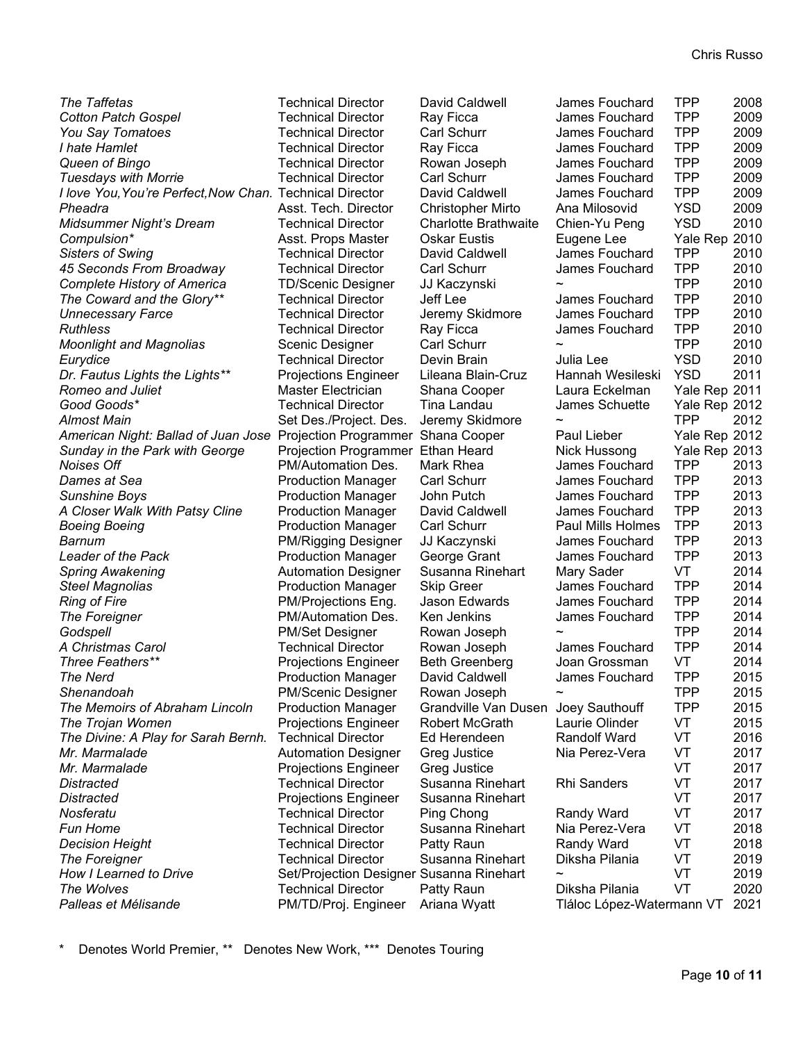| | | | | | |
|---|---|---|---|---|---|
| *The Taffetas* | Technical Director | David Caldwell | James Fouchard | TPP | 2008 |
| *Cotton Patch Gospel* | Technical Director | Ray Ficca | James Fouchard | TPP | 2009 |
| *You Say Tomatoes* | Technical Director | Carl Schurr | James Fouchard | TPP | 2009 |
| *I hate Hamlet* | Technical Director | Ray Ficca | James Fouchard | TPP | 2009 |
| *Queen of Bingo* | Technical Director | Rowan Joseph | James Fouchard | TPP | 2009 |
| *Tuesdays with Morrie* | Technical Director | Carl Schurr | James Fouchard | TPP | 2009 |
| *I love You,You're Perfect,Now Chan.* | Technical Director | David Caldwell | James Fouchard | TPP | 2009 |
| *Pheadra* | Asst. Tech. Director | Christopher Mirto | Ana Milosovid | YSD | 2009 |
| *Midsummer Night's Dream* | Technical Director | Charlotte Brathwaite | Chien-Yu Peng | YSD | 2010 |
| *Compulsion** | Asst. Props Master | Oskar Eustis | Eugene Lee | Yale Rep | 2010 |
| *Sisters of Swing* | Technical Director | David Caldwell | James Fouchard | TPP | 2010 |
| *45 Seconds From Broadway* | Technical Director | Carl Schurr | James Fouchard | TPP | 2010 |
| *Complete History of America* | TD/Scenic Designer | JJ Kaczynski | ~ | TPP | 2010 |
| *The Coward and the Glory*** | Technical Director | Jeff Lee | James Fouchard | TPP | 2010 |
| *Unnecessary Farce* | Technical Director | Jeremy Skidmore | James Fouchard | TPP | 2010 |
| *Ruthless* | Technical Director | Ray Ficca | James Fouchard | TPP | 2010 |
| *Moonlight and Magnolias* | Scenic Designer | Carl Schurr | ~ | TPP | 2010 |
| *Eurydice* | Technical Director | Devin Brain | Julia Lee | YSD | 2010 |
| *Dr. Fautus Lights the Lights*** | Projections Engineer | Lileana Blain-Cruz | Hannah Wesileski | YSD | 2011 |
| *Romeo and Juliet* | Master Electrician | Shana Cooper | Laura Eckelman | Yale Rep | 2011 |
| *Good Goods** | Technical Director | Tina Landau | James Schuette | Yale Rep | 2012 |
| *Almost Main* | Set Des./Project. Des. | Jeremy Skidmore | ~ | TPP | 2012 |
| *American Night: Ballad of Juan Jose* | Projection Programmer | Shana Cooper | Paul Lieber | Yale Rep | 2012 |
| *Sunday in the Park with George* | Projection Programmer | Ethan Heard | Nick Hussong | Yale Rep | 2013 |
| *Noises Off* | PM/Automation Des. | Mark Rhea | James Fouchard | TPP | 2013 |
| *Dames at Sea* | Production Manager | Carl Schurr | James Fouchard | TPP | 2013 |
| *Sunshine Boys* | Production Manager | John Putch | James Fouchard | TPP | 2013 |
| *A Closer Walk With Patsy Cline* | Production Manager | David Caldwell | James Fouchard | TPP | 2013 |
| *Boeing Boeing* | Production Manager | Carl Schurr | Paul Mills Holmes | TPP | 2013 |
| *Barnum* | PM/Rigging Designer | JJ Kaczynski | James Fouchard | TPP | 2013 |
| *Leader of the Pack* | Production Manager | George Grant | James Fouchard | TPP | 2013 |
| *Spring Awakening* | Automation Designer | Susanna Rinehart | Mary Sader | VT | 2014 |
| *Steel Magnolias* | Production Manager | Skip Greer | James Fouchard | TPP | 2014 |
| *Ring of Fire* | PM/Projections Eng. | Jason Edwards | James Fouchard | TPP | 2014 |
| *The Foreigner* | PM/Automation Des. | Ken Jenkins | James Fouchard | TPP | 2014 |
| *Godspell* | PM/Set Designer | Rowan Joseph | ~ | TPP | 2014 |
| *A Christmas Carol* | Technical Director | Rowan Joseph | James Fouchard | TPP | 2014 |
| *Three Feathers*** | Projections Engineer | Beth Greenberg | Joan Grossman | VT | 2014 |
| *The Nerd* | Production Manager | David Caldwell | James Fouchard | TPP | 2015 |
| *Shenandoah* | PM/Scenic Designer | Rowan Joseph | ~ | TPP | 2015 |
| *The Memoirs of Abraham Lincoln* | Production Manager | Grandville Van Dusen | Joey Sauthouff | TPP | 2015 |
| *The Trojan Women* | Projections Engineer | Robert McGrath | Laurie Olinder | VT | 2015 |
| *The Divine: A Play for Sarah Bernh.* | Technical Director | Ed Herendeen | Randolf Ward | VT | 2016 |
| *Mr. Marmalade* | Automation Designer | Greg Justice | Nia Perez-Vera | VT | 2017 |
| *Mr. Marmalade* | Projections Engineer | Greg Justice | | VT | 2017 |
| *Distracted* | Technical Director | Susanna Rinehart | Rhi Sanders | VT | 2017 |
| *Distracted* | Projections Engineer | Susanna Rinehart | | VT | 2017 |
| *Nosferatu* | Technical Director | Ping Chong | Randy Ward | VT | 2017 |
| *Fun Home* | Technical Director | Susanna Rinehart | Nia Perez-Vera | VT | 2018 |
| *Decision Height* | Technical Director | Patty Raun | Randy Ward | VT | 2018 |
| *The Foreigner* | Technical Director | Susanna Rinehart | Diksha Pilania | VT | 2019 |
| *How I Learned to Drive* | Set/Projection Designer | Susanna Rinehart | ~ | VT | 2019 |
| *The Wolves* | Technical Director | Patty Raun | Diksha Pilania | VT | 2020 |
| *Palleas et Mélisande* | PM/TD/Proj. Engineer | Ariana Wyatt | Tláloc López-Watermann | VT | 2021 |

\* Denotes World Premier, ** Denotes New Work, *** Denotes Touring